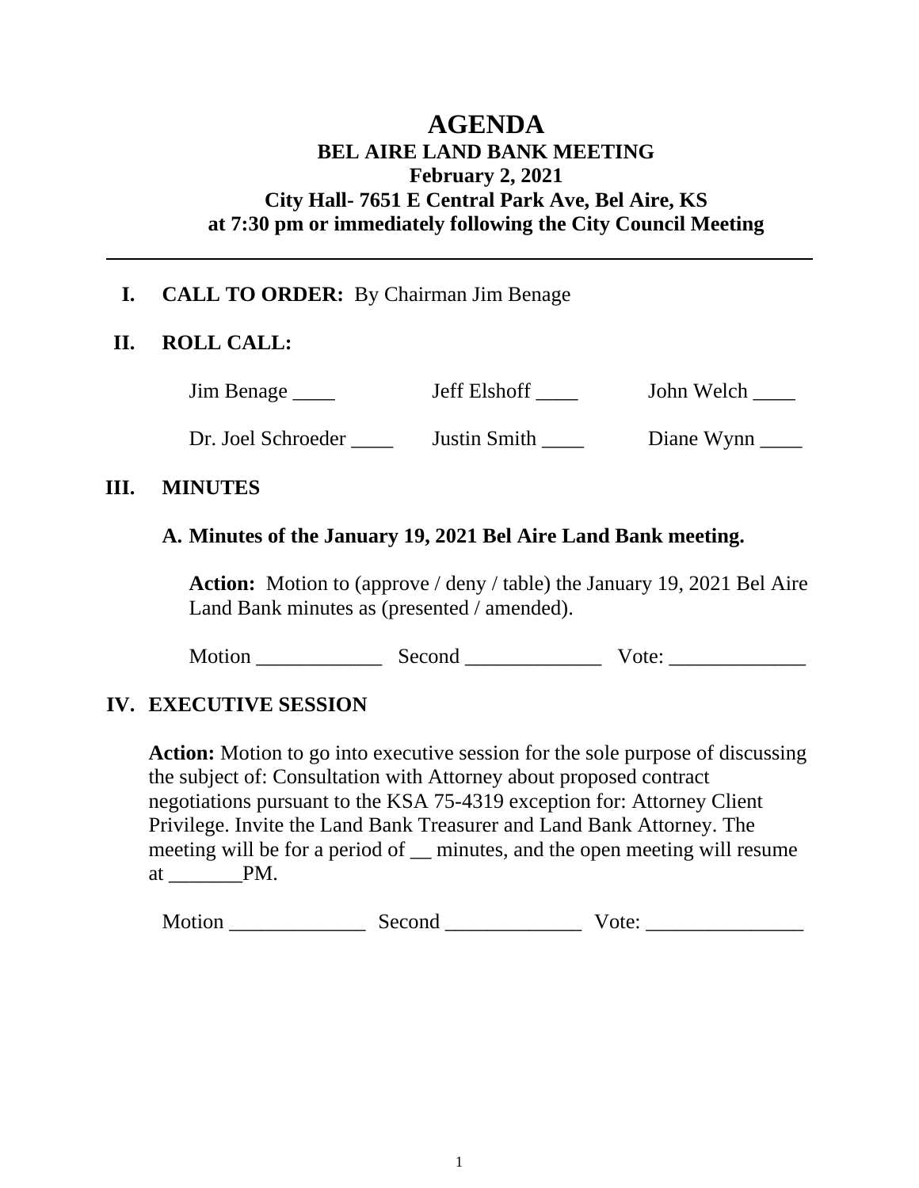# AGENDA

## BEL AIRE LAND BANK MEETING

**February 2, 2021**

**City Hall- 7651 E Central Park Ave, Bel Aire, KS**

**at 7:30 pm or immediately following the City Council Meeting**

---

**I. CALL TO ORDER:** By Chairman Jim Benage

**II. ROLL CALL:**

| | | |
|---|---|---|
| Jim Benage ____ | Jeff Elshoff ____ | John Welch ____ |
| Dr. Joel Schroeder ____ | Justin Smith ____ | Diane Wynn ____ |

**III. MINUTES**

**A. Minutes of the January 19, 2021 Bel Aire Land Bank meeting.**

**Action:** Motion to (approve / deny / table) the January 19, 2021 Bel Aire Land Bank minutes as (presented / amended).

Motion ____________ Second _____________ Vote: _____________

**IV. EXECUTIVE SESSION**

**Action:** Motion to go into executive session for the sole purpose of discussing the subject of: Consultation with Attorney about proposed contract negotiations pursuant to the KSA 75-4319 exception for: Attorney Client Privilege. Invite the Land Bank Treasurer and Land Bank Attorney. The meeting will be for a period of __ minutes, and the open meeting will resume at _______PM.

Motion _____________ Second _____________ Vote: _______________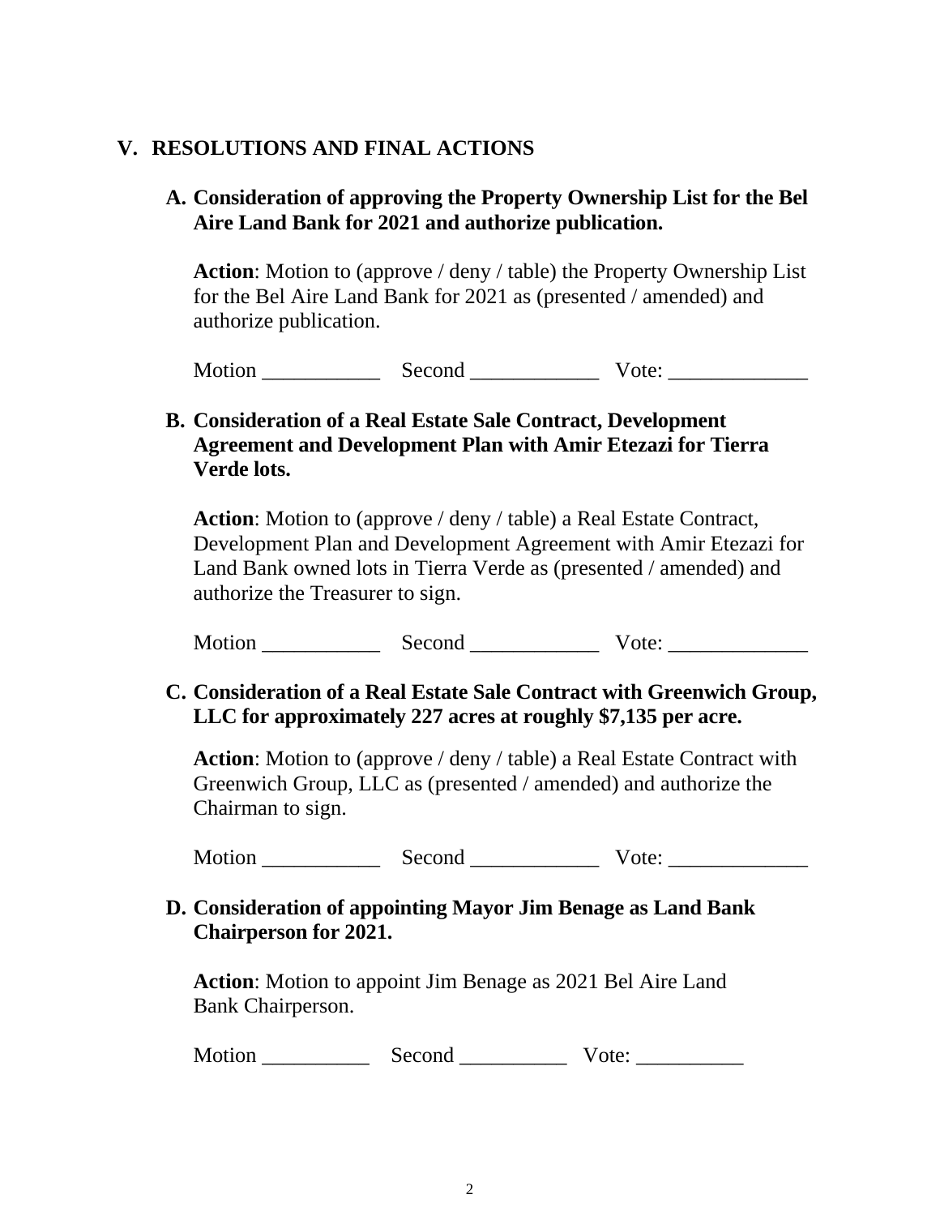## V. RESOLUTIONS AND FINAL ACTIONS

### A. Consideration of approving the Property Ownership List for the Bel Aire Land Bank for 2021 and authorize publication.

**Action**: Motion to (approve / deny / table) the Property Ownership List for the Bel Aire Land Bank for 2021 as (presented / amended) and authorize publication.

Motion ___________ Second ____________ Vote: _____________

### B. Consideration of a Real Estate Sale Contract, Development Agreement and Development Plan with Amir Etezazi for Tierra Verde lots.

**Action**: Motion to (approve / deny / table) a Real Estate Contract, Development Plan and Development Agreement with Amir Etezazi for Land Bank owned lots in Tierra Verde as (presented / amended) and authorize the Treasurer to sign.

Motion ___________ Second ____________ Vote: _____________

### C. Consideration of a Real Estate Sale Contract with Greenwich Group, LLC for approximately 227 acres at roughly $7,135 per acre.

**Action**: Motion to (approve / deny / table) a Real Estate Contract with Greenwich Group, LLC as (presented / amended) and authorize the Chairman to sign.

Motion ___________ Second ____________ Vote: _____________

### D. Consideration of appointing Mayor Jim Benage as Land Bank Chairperson for 2021.

**Action**: Motion to appoint Jim Benage as 2021 Bel Aire Land Bank Chairperson.

Motion __________ Second __________ Vote: __________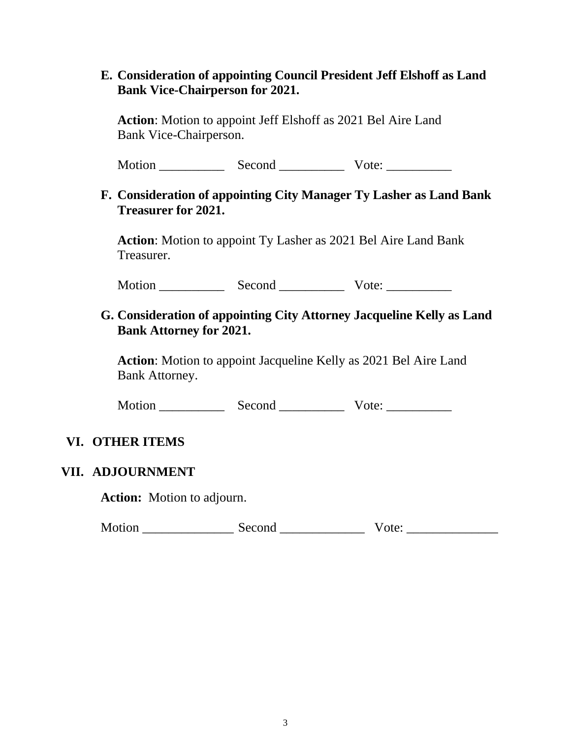**E. Consideration of appointing Council President Jeff Elshoff as Land Bank Vice-Chairperson for 2021.**

**Action**: Motion to appoint Jeff Elshoff as 2021 Bel Aire Land Bank Vice-Chairperson.

Motion __________ Second __________ Vote: __________

**F. Consideration of appointing City Manager Ty Lasher as Land Bank Treasurer for 2021.**

**Action**: Motion to appoint Ty Lasher as 2021 Bel Aire Land Bank Treasurer.

Motion __________ Second __________ Vote: __________

**G. Consideration of appointing City Attorney Jacqueline Kelly as Land Bank Attorney for 2021.**

**Action**: Motion to appoint Jacqueline Kelly as 2021 Bel Aire Land Bank Attorney.

Motion __________ Second __________ Vote: __________

## VI. OTHER ITEMS

## VII. ADJOURNMENT

**Action:** Motion to adjourn.

Motion ______________ Second _____________ Vote: ______________